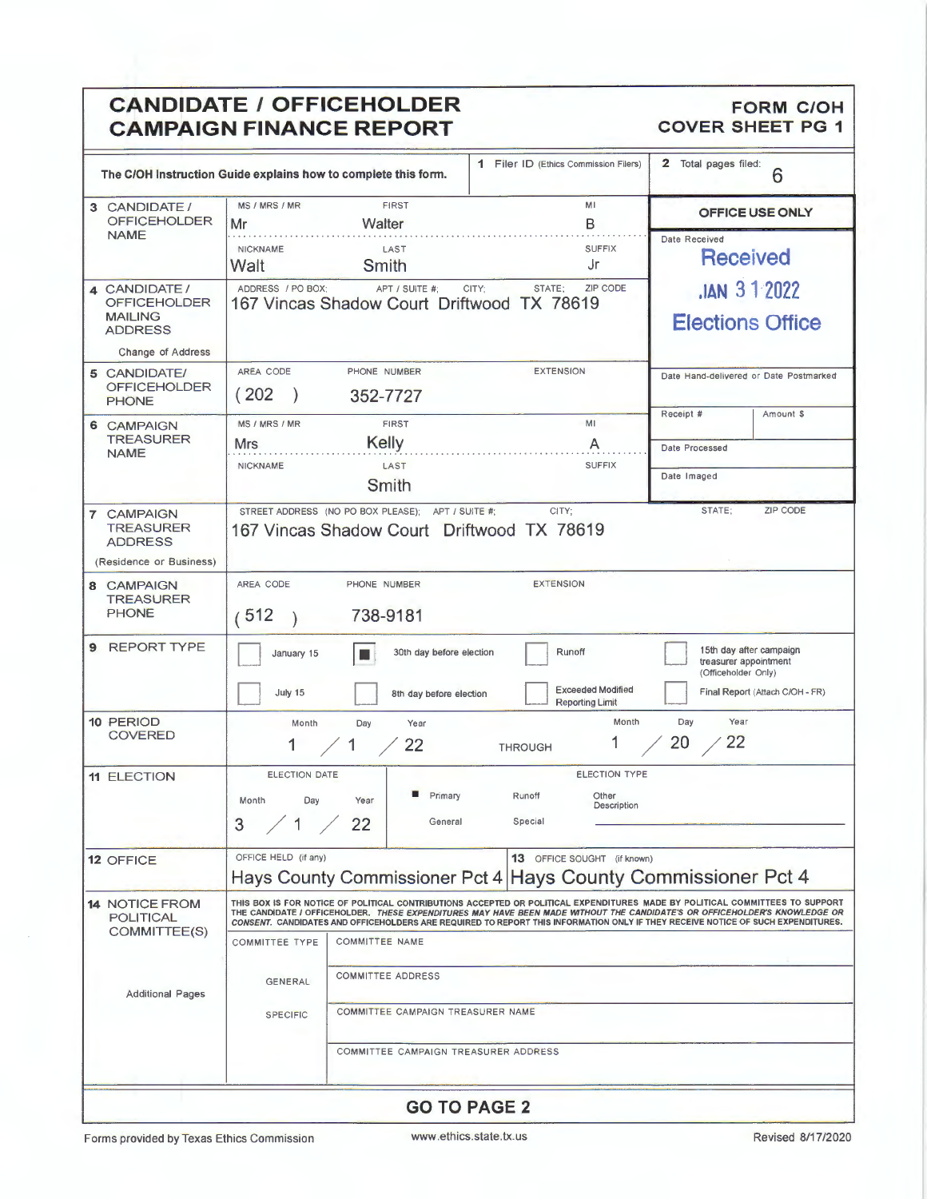# CANDIDATE / OFFICEHOLDER CAMPAIGN FINANCE REPORT

**FORM C/OH COVER SHEET PG 1**

The C/OH Instruction Guide explains how to complete this form.

| | |
|---|---|
| 1 Filer ID (Ethics Commission Filers) | |
| 2 Total pages filed: | 6 |

**OFFICE USE ONLY**

Date Received: Received JAN 31 2022 Elections Office

Date Hand-delivered or Date Postmarked:

Receipt #: | Amount $:

Date Processed:

Date Imaged:

| Field | | | |
|---|---|---|---|
| 3 CANDIDATE / OFFICEHOLDER NAME | MS / MRS / MR: Mr | FIRST: Walter | MI: B |
| | NICKNAME: Walt | LAST: Smith | SUFFIX: Jr |
| 4 CANDIDATE / OFFICEHOLDER MAILING ADDRESS (Change of Address) | ADDRESS / PO BOX; APT / SUITE #; CITY; STATE; ZIP CODE: 167 Vincas Shadow Court Driftwood TX 78619 | | |
| 5 CANDIDATE/ OFFICEHOLDER PHONE | AREA CODE: (202) | PHONE NUMBER: 352-7727 | EXTENSION: |
| 6 CAMPAIGN TREASURER NAME | MS / MRS / MR: Mrs | FIRST: Kelly | MI: A |
| | NICKNAME: | LAST: Smith | SUFFIX: |
| 7 CAMPAIGN TREASURER ADDRESS (Residence or Business) | STREET ADDRESS (NO PO BOX PLEASE); APT / SUITE #; CITY; STATE; ZIP CODE: 167 Vincas Shadow Court Driftwood TX 78619 | | |
| 8 CAMPAIGN TREASURER PHONE | AREA CODE: (512) | PHONE NUMBER: 738-9181 | EXTENSION: |

**9 REPORT TYPE**

- ☐ January 15
- ☒ 30th day before election
- ☐ Runoff
- ☐ 15th day after campaign treasurer appointment (Officeholder Only)
- ☐ July 15
- ☐ 8th day before election
- ☐ Exceeded Modified Reporting Limit
- ☐ Final Report (Attach C/OH - FR)

**10 PERIOD COVERED**

Month / Day / Year: 1 / 1 / 22 THROUGH Month / Day / Year: 1 / 20 / 22

**11 ELECTION**

ELECTION DATE (Month / Day / Year): 3 / 1 / 22

ELECTION TYPE:

- ■ Primary
- Runoff
- Other Description
- General
- Special

**12 OFFICE**

| OFFICE HELD (if any) | 13 OFFICE SOUGHT (if known) |
|---|---|
| Hays County Commissioner Pct 4 | Hays County Commissioner Pct 4 |

**14 NOTICE FROM POLITICAL COMMITTEE(S)**

THIS BOX IS FOR NOTICE OF POLITICAL CONTRIBUTIONS ACCEPTED OR POLITICAL EXPENDITURES MADE BY POLITICAL COMMITTEES TO SUPPORT THE CANDIDATE / OFFICEHOLDER. *THESE EXPENDITURES MAY HAVE BEEN MADE WITHOUT THE CANDIDATE'S OR OFFICEHOLDER'S KNOWLEDGE OR CONSENT.* CANDIDATES AND OFFICEHOLDERS ARE REQUIRED TO REPORT THIS INFORMATION ONLY IF THEY RECEIVE NOTICE OF SUCH EXPENDITURES.

Additional Pages

| COMMITTEE TYPE | |
|---|---|
| | COMMITTEE NAME |
| GENERAL | COMMITTEE ADDRESS |
| SPECIFIC | COMMITTEE CAMPAIGN TREASURER NAME |
| | COMMITTEE CAMPAIGN TREASURER ADDRESS |

**GO TO PAGE 2**

Forms provided by Texas Ethics Commission www.ethics.state.tx.us Revised 8/17/2020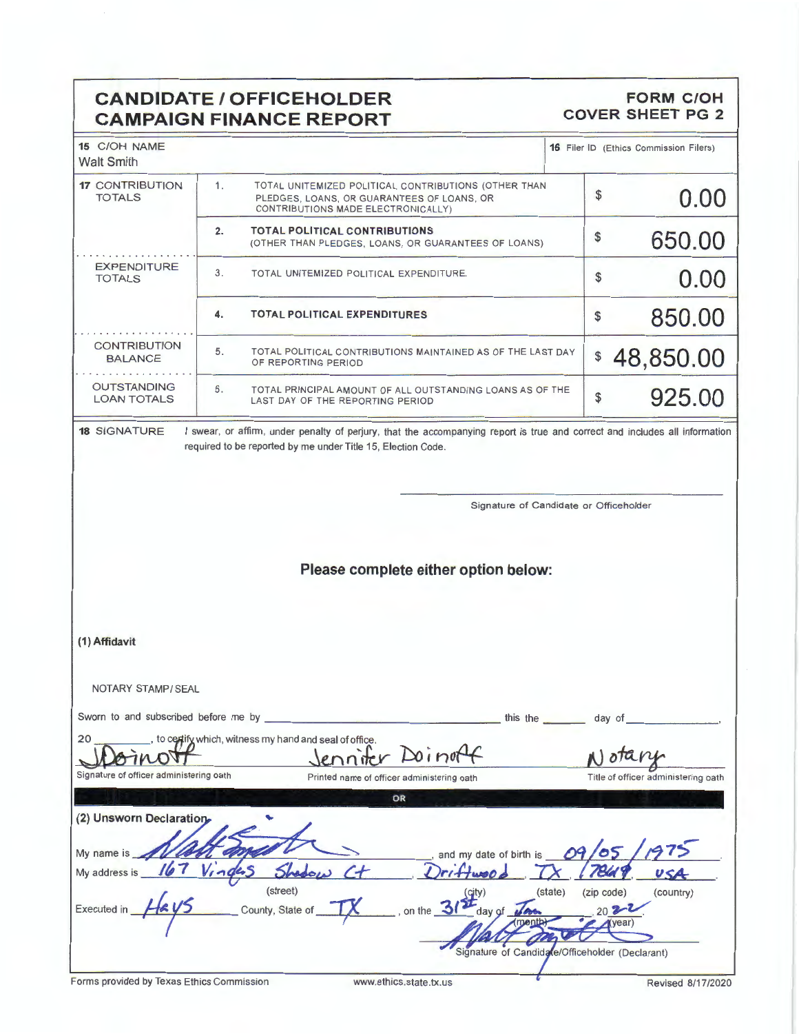## CANDIDATE / OFFICEHOLDER CAMPAIGN FINANCE REPORT

**FORM C/OH COVER SHEET PG 2**

| 15 C/OH NAME | | | 16 Filer ID (Ethics Commission Filers) |
|---|---|---|---|
| Walt Smith | | | |
| **17** CONTRIBUTION TOTALS | 1. | TOTAL UNITEMIZED POLITICAL CONTRIBUTIONS (OTHER THAN PLEDGES, LOANS, OR GUARANTEES OF LOANS, OR CONTRIBUTIONS MADE ELECTRONICALLY) | $ 0.00 |
| | 2. | **TOTAL POLITICAL CONTRIBUTIONS** (OTHER THAN PLEDGES, LOANS, OR GUARANTEES OF LOANS) | $ 650.00 |
| EXPENDITURE TOTALS | 3. | TOTAL UNITEMIZED POLITICAL EXPENDITURE. | $ 0.00 |
| | 4. | **TOTAL POLITICAL EXPENDITURES** | $ 850.00 |
| CONTRIBUTION BALANCE | 5. | TOTAL POLITICAL CONTRIBUTIONS MAINTAINED AS OF THE LAST DAY OF REPORTING PERIOD | $ 48,850.00 |
| OUTSTANDING LOAN TOTALS | 6. | TOTAL PRINCIPAL AMOUNT OF ALL OUTSTANDING LOANS AS OF THE LAST DAY OF THE REPORTING PERIOD | $ 925.00 |

**18 SIGNATURE** I swear, or affirm, under penalty of perjury, that the accompanying report is true and correct and includes all information required to be reported by me under Title 15, Election Code.

______________________________
Signature of Candidate or Officeholder

### Please complete either option below:

**(1) Affidavit**

NOTARY STAMP / SEAL

Sworn to and subscribed before me by ______________________ this the ______ day of ____________, 20 ______, to certify which, witness my hand and seal of office.

J Doinoff — Signature of officer administering oath
Jennifer Doinoff — Printed name of officer administering oath
Notary — Title of officer administering oath

**OR**

**(2) Unsworn Declaration**

My name is Walt Smith, and my date of birth is 09/05/1975.

My address is 167 Vindas Shadow Ct (street), Driftwood (city), TX (state), 78619 (zip code), USA (country).

Executed in Hays County, State of TX, on the 31st day of Jan (month), 2022 (year).

Walt Smith
Signature of Candidate/Officeholder (Declarant)

Forms provided by Texas Ethics Commission — www.ethics.state.tx.us — Revised 8/17/2020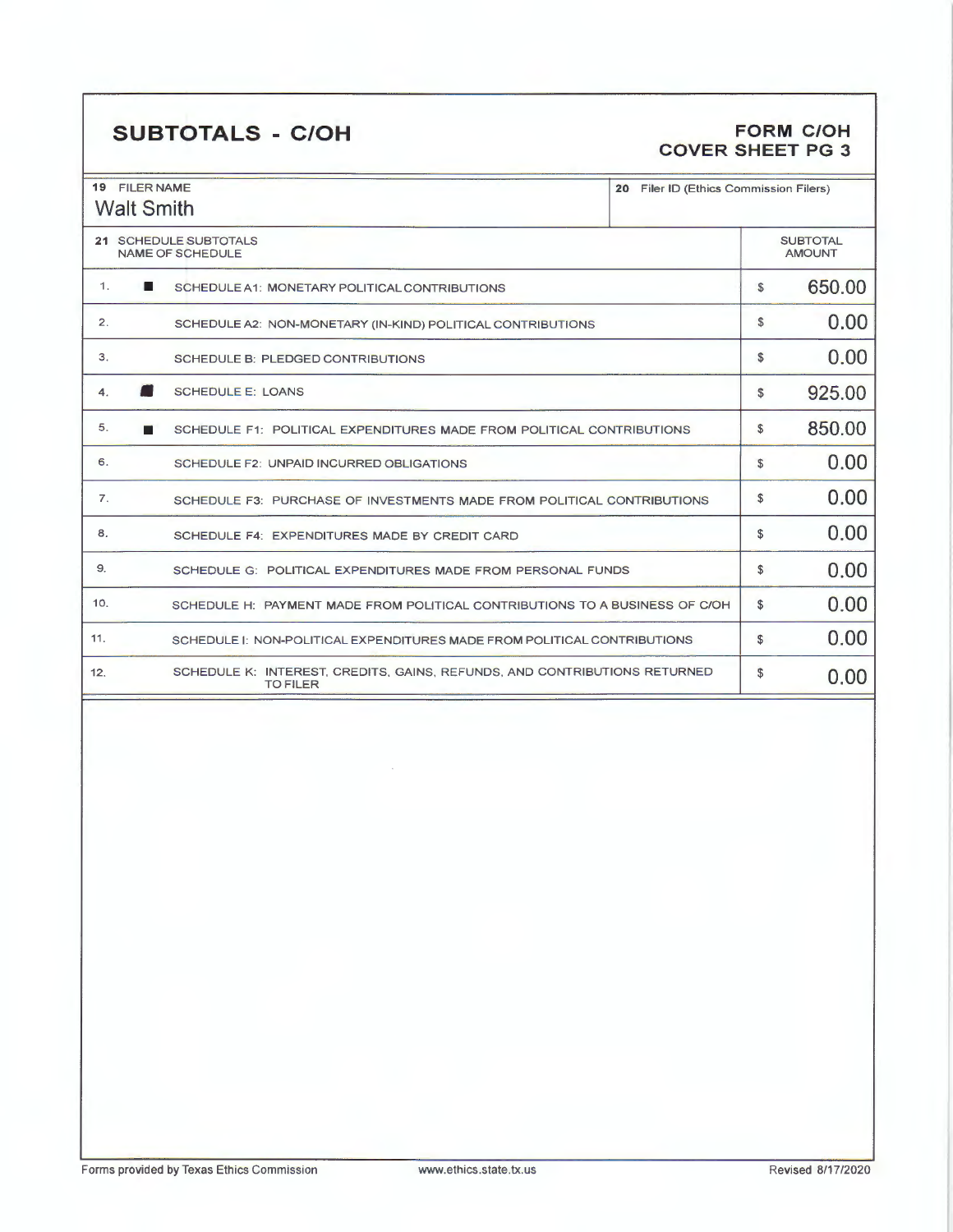# SUBTOTALS - C/OH

**FORM C/OH**
**COVER SHEET PG 3**

| 19 FILER NAME | 20 Filer ID (Ethics Commission Filers) |
|---|---|
| Walt Smith | |

| 21 SCHEDULE SUBTOTALS NAME OF SCHEDULE | | | SUBTOTAL AMOUNT |
|---|---|---|---|
| 1. | ■ | SCHEDULE A1: MONETARY POLITICAL CONTRIBUTIONS | $ 650.00 |
| 2. | | SCHEDULE A2: NON-MONETARY (IN-KIND) POLITICAL CONTRIBUTIONS | $ 0.00 |
| 3. | | SCHEDULE B: PLEDGED CONTRIBUTIONS | $ 0.00 |
| 4. | ■ | SCHEDULE E: LOANS | $ 925.00 |
| 5. | ■ | SCHEDULE F1: POLITICAL EXPENDITURES MADE FROM POLITICAL CONTRIBUTIONS | $ 850.00 |
| 6. | | SCHEDULE F2: UNPAID INCURRED OBLIGATIONS | $ 0.00 |
| 7. | | SCHEDULE F3: PURCHASE OF INVESTMENTS MADE FROM POLITICAL CONTRIBUTIONS | $ 0.00 |
| 8. | | SCHEDULE F4: EXPENDITURES MADE BY CREDIT CARD | $ 0.00 |
| 9. | | SCHEDULE G: POLITICAL EXPENDITURES MADE FROM PERSONAL FUNDS | $ 0.00 |
| 10. | | SCHEDULE H: PAYMENT MADE FROM POLITICAL CONTRIBUTIONS TO A BUSINESS OF C/OH | $ 0.00 |
| 11. | | SCHEDULE I: NON-POLITICAL EXPENDITURES MADE FROM POLITICAL CONTRIBUTIONS | $ 0.00 |
| 12. | | SCHEDULE K: INTEREST, CREDITS, GAINS, REFUNDS, AND CONTRIBUTIONS RETURNED TO FILER | $ 0.00 |

Forms provided by Texas Ethics Commission www.ethics.state.tx.us Revised 8/17/2020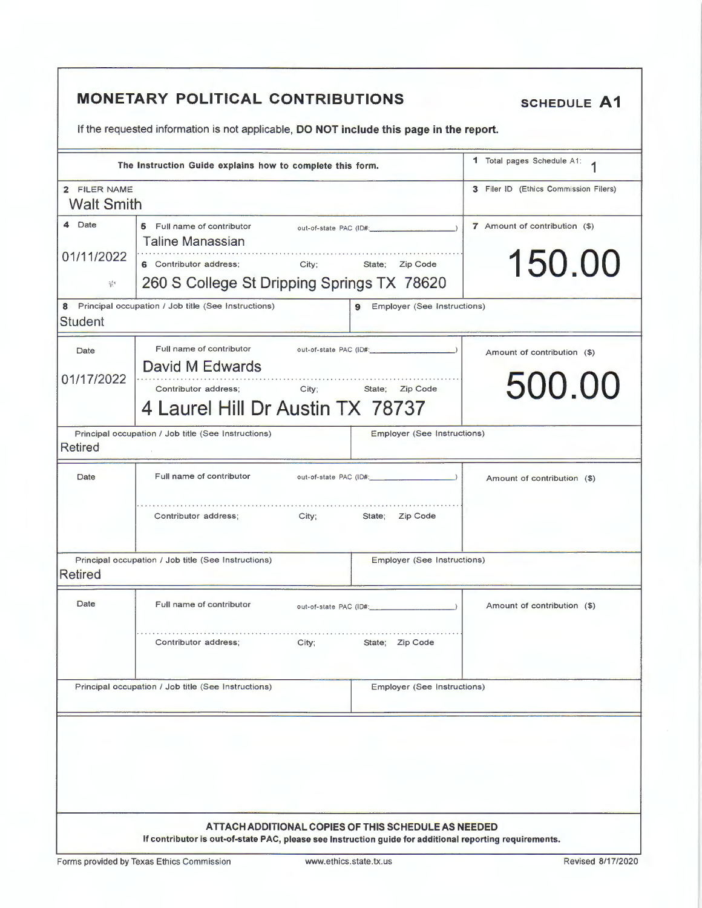# MONETARY POLITICAL CONTRIBUTIONS

**SCHEDULE A1**

If the requested information is not applicable, **DO NOT include this page in the report.**

| The Instruction Guide explains how to complete this form. | | | 1 Total pages Schedule A1: 1 |
|---|---|---|---|
| 2 FILER NAME<br>Walt Smith | | | 3 Filer ID (Ethics Commission Filers) |
| 4 Date<br>01/11/2022 | 5 Full name of contributor out-of-state PAC (ID#: )<br>Taline Manassian<br>6 Contributor address; City; State; Zip Code<br>260 S College St Dripping Springs TX 78620 | | 7 Amount of contribution ($)<br>150.00 |
| 8 Principal occupation / Job title (See Instructions)<br>Student | | 9 Employer (See Instructions) | |
| Date<br>01/17/2022 | Full name of contributor out-of-state PAC (ID#: )<br>David M Edwards<br>Contributor address; City; State; Zip Code<br>4 Laurel Hill Dr Austin TX 78737 | | Amount of contribution ($)<br>500.00 |
| Principal occupation / Job title (See Instructions)<br>Retired | | Employer (See Instructions) | |
| Date | Full name of contributor out-of-state PAC (ID#: )<br>Contributor address; City; State; Zip Code | | Amount of contribution ($) |
| Principal occupation / Job title (See Instructions)<br>Retired | | Employer (See Instructions) | |
| Date | Full name of contributor out-of-state PAC (ID#: )<br>Contributor address; City; State; Zip Code | | Amount of contribution ($) |
| Principal occupation / Job title (See Instructions) | | Employer (See Instructions) | |

**ATTACH ADDITIONAL COPIES OF THIS SCHEDULE AS NEEDED**

**If contributor is out-of-state PAC, please see Instruction guide for additional reporting requirements.**

Forms provided by Texas Ethics Commission www.ethics.state.tx.us Revised 8/17/2020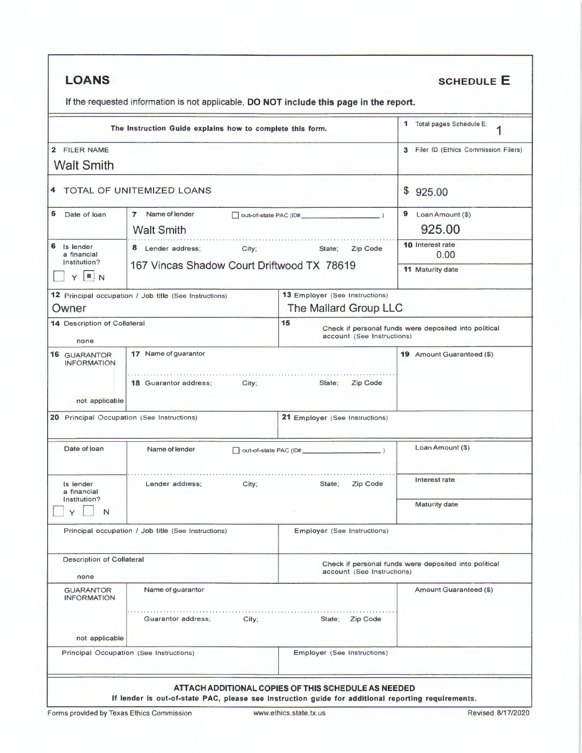# LOANS

**SCHEDULE E**

If the requested information is not applicable, **DO NOT include this page in the report.**

| The Instruction Guide explains how to complete this form. | 1 Total pages Schedule E: 1 |
|---|---|
| 2 FILER NAME<br>Walt Smith | 3 Filer ID (Ethics Commission Filers) |
| 4 TOTAL OF UNITEMIZED LOANS | $ 925.00 |

| 5 Date of loan | 7 Name of lender ☐ out-of-state PAC (ID#: ) | 9 Loan Amount ($) |
|---|---|---|
| | Walt Smith | 925.00 |
| 6 Is lender a financial institution? ☐ Y ☒ N | 8 Lender address; City; State; Zip Code<br>167 Vincas Shadow Court Driftwood TX 78619 | 10 Interest rate<br>0.00<br>11 Maturity date |

| 12 Principal occupation / Job title (See Instructions) | 13 Employer (See Instructions) |
|---|---|
| Owner | The Mallard Group LLC |
| 14 Description of Collateral<br>none | 15 ☐ Check if personal funds were deposited into political account (See Instructions) |

| 16 GUARANTOR INFORMATION | 17 Name of guarantor | 19 Amount Guaranteed ($) |
|---|---|---|
| not applicable | 18 Guarantor address; City; State; Zip Code | |

| 20 Principal Occupation (See Instructions) | 21 Employer (See Instructions) |
|---|---|
| | |

| Date of loan | Name of lender ☐ out-of-state PAC (ID#: ) | Loan Amount ($) |
|---|---|---|
| | | |
| Is lender a financial institution? ☐ Y ☐ N | Lender address; City; State; Zip Code | Interest rate<br>Maturity date |

| Principal occupation / Job title (See Instructions) | Employer (See Instructions) |
|---|---|
| | |
| Description of Collateral<br>none | ☐ Check if personal funds were deposited into political account (See Instructions) |

| GUARANTOR INFORMATION | Name of guarantor | Amount Guaranteed ($) |
|---|---|---|
| not applicable | Guarantor address; City; State; Zip Code | |

| Principal Occupation (See Instructions) | Employer (See Instructions) |
|---|---|
| | |

**ATTACH ADDITIONAL COPIES OF THIS SCHEDULE AS NEEDED**

**If lender is out-of-state PAC, please see Instruction guide for additional reporting requirements.**

Forms provided by Texas Ethics Commission www.ethics.state.tx.us Revised 8/17/2020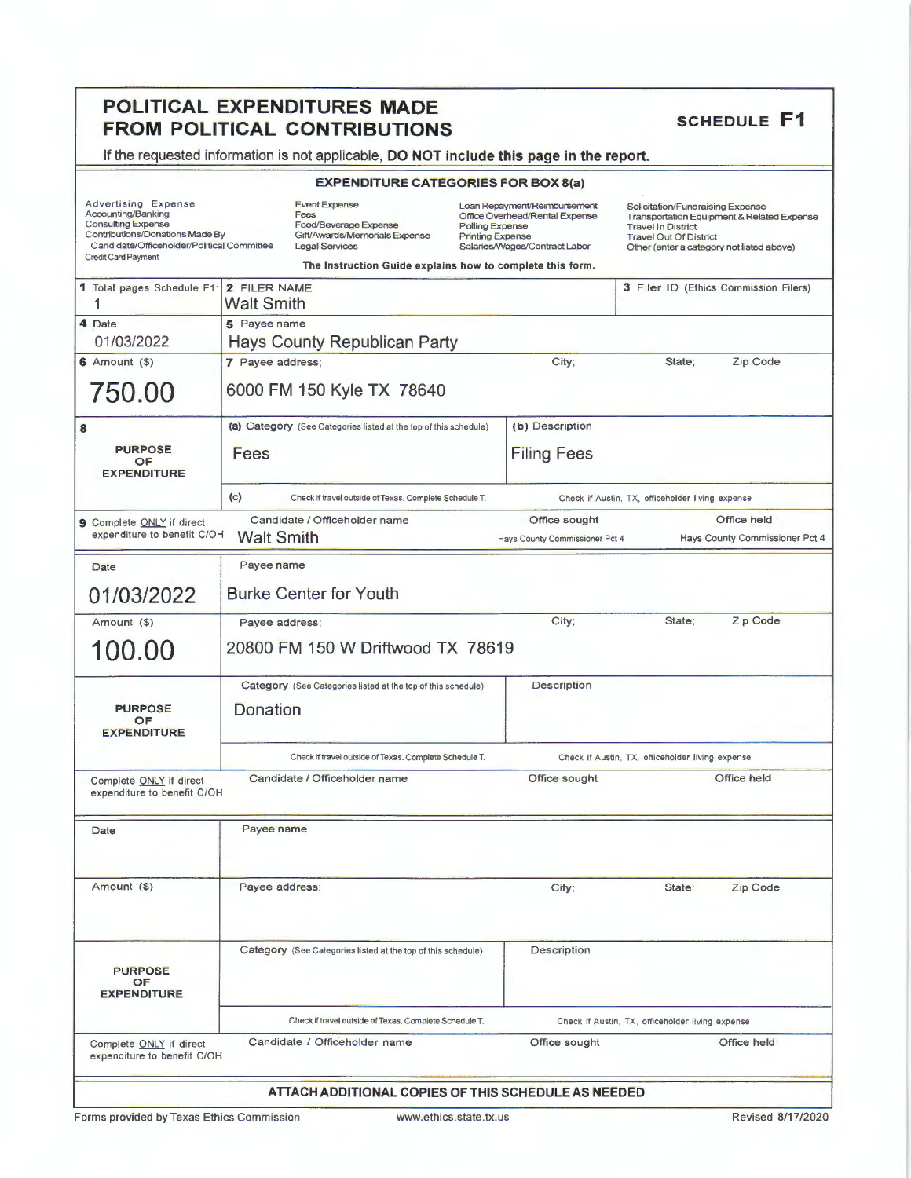# POLITICAL EXPENDITURES MADE FROM POLITICAL CONTRIBUTIONS

**SCHEDULE F1**

If the requested information is not applicable, **DO NOT include this page in the report.**

### EXPENDITURE CATEGORIES FOR BOX 8(a)

| | | | |
|---|---|---|---|
| Advertising Expense<br>Accounting/Banking<br>Consulting Expense<br>Contributions/Donations Made By Candidate/Officeholder/Political Committee<br>Credit Card Payment | Event Expense<br>Fees<br>Food/Beverage Expense<br>Gift/Awards/Memorials Expense<br>Legal Services | Loan Repayment/Reimbursement<br>Office Overhead/Rental Expense<br>Polling Expense<br>Printing Expense<br>Salaries/Wages/Contract Labor | Solicitation/Fundraising Expense<br>Transportation Equipment & Related Expense<br>Travel In District<br>Travel Out Of District<br>Other (enter a category not listed above) |

**The Instruction Guide explains how to complete this form.**

| | | |
|---|---|---|
| 1 Total pages Schedule F1: 1 | 2 FILER NAME: Walt Smith | 3 Filer ID (Ethics Commission Filers) |

**Expenditure 1**

| | |
|---|---|
| 4 Date | 01/03/2022 |
| 5 Payee name | Hays County Republican Party |
| 6 Amount ($) | 750.00 |
| 7 Payee address; City; State; Zip Code | 6000 FM 150 Kyle TX 78640 |
| 8 PURPOSE OF EXPENDITURE — (a) Category | Fees |
| (b) Description | Filing Fees |
| (c) | Check if travel outside of Texas. Complete Schedule T. / Check if Austin, TX, officeholder living expense |
| 9 Complete ONLY if direct expenditure to benefit C/OH — Candidate / Officeholder name | Walt Smith |
| Office sought | Hays County Commissioner Pct 4 |
| Office held | Hays County Commissioner Pct 4 |

**Expenditure 2**

| | |
|---|---|
| Date | 01/03/2022 |
| Payee name | Burke Center for Youth |
| Amount ($) | 100.00 |
| Payee address; City; State; Zip Code | 20800 FM 150 W Driftwood TX 78619 |
| PURPOSE OF EXPENDITURE — Category | Donation |
| Description | |
| | Check if travel outside of Texas. Complete Schedule T. / Check if Austin, TX, officeholder living expense |
| Complete ONLY if direct expenditure to benefit C/OH — Candidate / Officeholder name | |
| Office sought | |
| Office held | |

**Expenditure 3**

| | |
|---|---|
| Date | |
| Payee name | |
| Amount ($) | |
| Payee address; City; State; Zip Code | |
| PURPOSE OF EXPENDITURE — Category | |
| Description | |
| | Check if travel outside of Texas. Complete Schedule T. / Check if Austin, TX, officeholder living expense |
| Complete ONLY if direct expenditure to benefit C/OH — Candidate / Officeholder name | |
| Office sought | |
| Office held | |

**ATTACH ADDITIONAL COPIES OF THIS SCHEDULE AS NEEDED**

Forms provided by Texas Ethics Commission www.ethics.state.tx.us Revised 8/17/2020